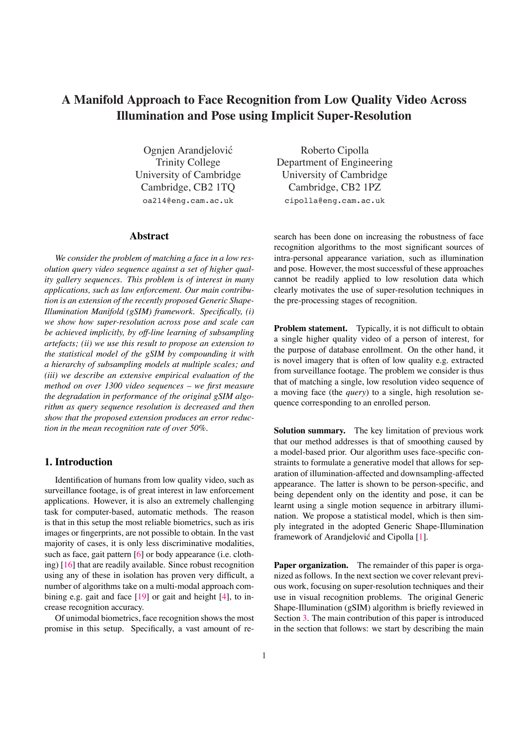# A Manifold Approach to Face Recognition from Low Quality Video Across Illumination and Pose using Implicit Super-Resolution

Ognjen Arandjelović
Trinity College
University of Cambridge
Cambridge, CB2 1TQ
oa214@eng.cam.ac.uk

Roberto Cipolla
Department of Engineering
University of Cambridge
Cambridge, CB2 1PZ
cipolla@eng.cam.ac.uk

## Abstract

*We consider the problem of matching a face in a low resolution query video sequence against a set of higher quality gallery sequences. This problem is of interest in many applications, such as law enforcement. Our main contribution is an extension of the recently proposed Generic Shape-Illumination Manifold (gSIM) framework. Specifically, (i) we show how super-resolution across pose and scale can be achieved implicitly, by off-line learning of subsampling artefacts; (ii) we use this result to propose an extension to the statistical model of the gSIM by compounding it with a hierarchy of subsampling models at multiple scales; and (iii) we describe an extensive empirical evaluation of the method on over 1300 video sequences – we first measure the degradation in performance of the original gSIM algorithm as query sequence resolution is decreased and then show that the proposed extension produces an error reduction in the mean recognition rate of over 50%.*

## 1. Introduction

Identification of humans from low quality video, such as surveillance footage, is of great interest in law enforcement applications. However, it is also an extremely challenging task for computer-based, automatic methods. The reason is that in this setup the most reliable biometrics, such as iris images or fingerprints, are not possible to obtain. In the vast majority of cases, it is only less discriminative modalities, such as face, gait pattern [6] or body appearance (i.e. clothing) [16] that are readily available. Since robust recognition using any of these in isolation has proven very difficult, a number of algorithms take on a multi-modal approach combining e.g. gait and face [19] or gait and height [4], to increase recognition accuracy.

Of unimodal biometrics, face recognition shows the most promise in this setup. Specifically, a vast amount of research has been done on increasing the robustness of face recognition algorithms to the most significant sources of intra-personal appearance variation, such as illumination and pose. However, the most successful of these approaches cannot be readily applied to low resolution data which clearly motivates the use of super-resolution techniques in the pre-processing stages of recognition.

**Problem statement.** Typically, it is not difficult to obtain a single higher quality video of a person of interest, for the purpose of database enrollment. On the other hand, it is novel imagery that is often of low quality e.g. extracted from surveillance footage. The problem we consider is thus that of matching a single, low resolution video sequence of a moving face (the *query*) to a single, high resolution sequence corresponding to an enrolled person.

**Solution summary.** The key limitation of previous work that our method addresses is that of smoothing caused by a model-based prior. Our algorithm uses face-specific constraints to formulate a generative model that allows for separation of illumination-affected and downsampling-affected appearance. The latter is shown to be person-specific, and being dependent only on the identity and pose, it can be learnt using a single motion sequence in arbitrary illumination. We propose a statistical model, which is then simply integrated in the adopted Generic Shape-Illumination framework of Arandjelović and Cipolla [1].

**Paper organization.** The remainder of this paper is organized as follows. In the next section we cover relevant previous work, focusing on super-resolution techniques and their use in visual recognition problems. The original Generic Shape-Illumination (gSIM) algorithm is briefly reviewed in Section 3. The main contribution of this paper is introduced in the section that follows: we start by describing the main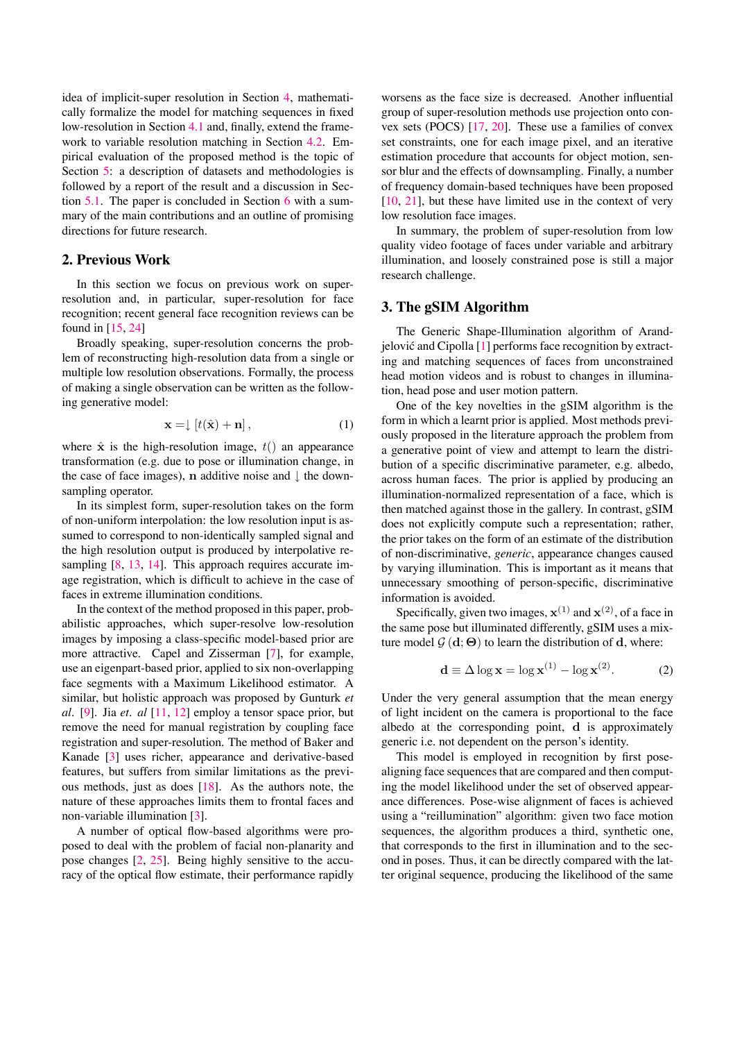idea of implicit-super resolution in Section 4, mathematically formalize the model for matching sequences in fixed low-resolution in Section 4.1 and, finally, extend the framework to variable resolution matching in Section 4.2. Empirical evaluation of the proposed method is the topic of Section 5: a description of datasets and methodologies is followed by a report of the result and a discussion in Section 5.1. The paper is concluded in Section 6 with a summary of the main contributions and an outline of promising directions for future research.

## 2. Previous Work

In this section we focus on previous work on super-resolution and, in particular, super-resolution for face recognition; recent general face recognition reviews can be found in [15, 24]

Broadly speaking, super-resolution concerns the problem of reconstructing high-resolution data from a single or multiple low resolution observations. Formally, the process of making a single observation can be written as the following generative model:

$$\mathbf{x} = \downarrow [t(\hat{\mathbf{x}}) + \mathbf{n}] \,, \tag{1}$$

where $\hat{\mathbf{x}}$ is the high-resolution image, $t()$ an appearance transformation (e.g. due to pose or illumination change, in the case of face images), $\mathbf{n}$ additive noise and $\downarrow$ the downsampling operator.

In its simplest form, super-resolution takes on the form of non-uniform interpolation: the low resolution input is assumed to correspond to non-identically sampled signal and the high resolution output is produced by interpolative resampling [8, 13, 14]. This approach requires accurate image registration, which is difficult to achieve in the case of faces in extreme illumination conditions.

In the context of the method proposed in this paper, probabilistic approaches, which super-resolve low-resolution images by imposing a class-specific model-based prior are more attractive. Capel and Zisserman [7], for example, use an eigenpart-based prior, applied to six non-overlapping face segments with a Maximum Likelihood estimator. A similar, but holistic approach was proposed by Gunturk *et al*. [9]. Jia *et. al* [11, 12] employ a tensor space prior, but remove the need for manual registration by coupling face registration and super-resolution. The method of Baker and Kanade [3] uses richer, appearance and derivative-based features, but suffers from similar limitations as the previous methods, just as does [18]. As the authors note, the nature of these approaches limits them to frontal faces and non-variable illumination [3].

A number of optical flow-based algorithms were proposed to deal with the problem of facial non-planarity and pose changes [2, 25]. Being highly sensitive to the accuracy of the optical flow estimate, their performance rapidly worsens as the face size is decreased. Another influential group of super-resolution methods use projection onto convex sets (POCS) [17, 20]. These use a families of convex set constraints, one for each image pixel, and an iterative estimation procedure that accounts for object motion, sensor blur and the effects of downsampling. Finally, a number of frequency domain-based techniques have been proposed [10, 21], but these have limited use in the context of very low resolution face images.

In summary, the problem of super-resolution from low quality video footage of faces under variable and arbitrary illumination, and loosely constrained pose is still a major research challenge.

## 3. The gSIM Algorithm

The Generic Shape-Illumination algorithm of Arandjelović and Cipolla [1] performs face recognition by extracting and matching sequences of faces from unconstrained head motion videos and is robust to changes in illumination, head pose and user motion pattern.

One of the key novelties in the gSIM algorithm is the form in which a learnt prior is applied. Most methods previously proposed in the literature approach the problem from a generative point of view and attempt to learn the distribution of a specific discriminative parameter, e.g. albedo, across human faces. The prior is applied by producing an illumination-normalized representation of a face, which is then matched against those in the gallery. In contrast, gSIM does not explicitly compute such a representation; rather, the prior takes on the form of an estimate of the distribution of non-discriminative, *generic*, appearance changes caused by varying illumination. This is important as it means that unnecessary smoothing of person-specific, discriminative information is avoided.

Specifically, given two images, $\mathbf{x}^{(1)}$ and $\mathbf{x}^{(2)}$, of a face in the same pose but illuminated differently, gSIM uses a mixture model $\mathcal{G}(\mathbf{d}; \mathbf{\Theta})$ to learn the distribution of $\mathbf{d}$, where:

$$\mathbf{d} \equiv \Delta \log \mathbf{x} = \log \mathbf{x}^{(1)} - \log \mathbf{x}^{(2)}. \tag{2}$$

Under the very general assumption that the mean energy of light incident on the camera is proportional to the face albedo at the corresponding point, $\mathbf{d}$ is approximately generic i.e. not dependent on the person's identity.

This model is employed in recognition by first pose-aligning face sequences that are compared and then computing the model likelihood under the set of observed appearance differences. Pose-wise alignment of faces is achieved using a "reillumination" algorithm: given two face motion sequences, the algorithm produces a third, synthetic one, that corresponds to the first in illumination and to the second in poses. Thus, it can be directly compared with the latter original sequence, producing the likelihood of the same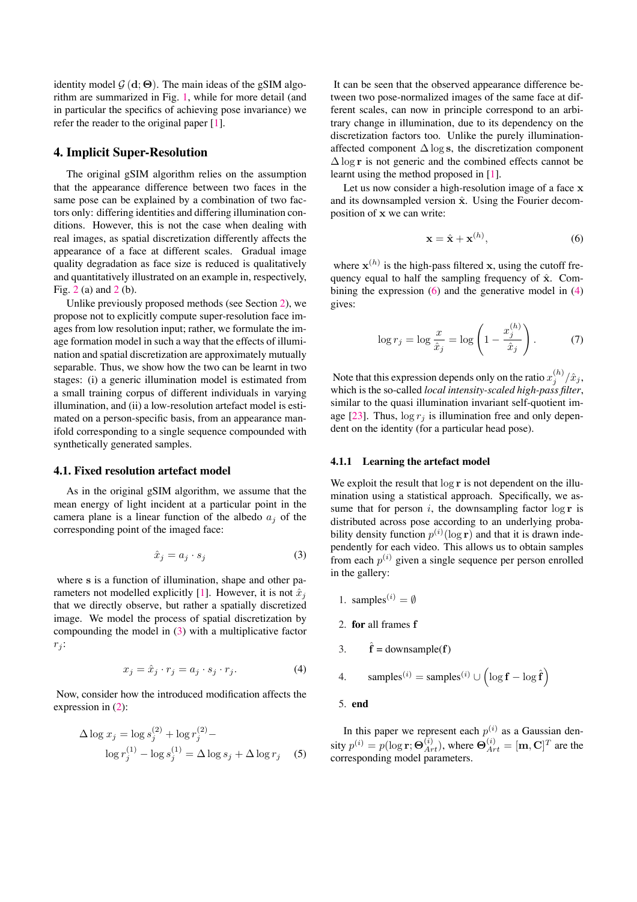identity model $\mathcal{G}(\mathbf{d}; \mathbf{\Theta})$. The main ideas of the gSIM algorithm are summarized in Fig. 1, while for more detail (and in particular the specifics of achieving pose invariance) we refer the reader to the original paper [1].

## 4. Implicit Super-Resolution

The original gSIM algorithm relies on the assumption that the appearance difference between two faces in the same pose can be explained by a combination of two factors only: differing identities and differing illumination conditions. However, this is not the case when dealing with real images, as spatial discretization differently affects the appearance of a face at different scales. Gradual image quality degradation as face size is reduced is qualitatively and quantitatively illustrated on an example in, respectively, Fig. 2 (a) and 2 (b).

Unlike previously proposed methods (see Section 2), we propose not to explicitly compute super-resolution face images from low resolution input; rather, we formulate the image formation model in such a way that the effects of illumination and spatial discretization are approximately mutually separable. Thus, we show how the two can be learnt in two stages: (i) a generic illumination model is estimated from a small training corpus of different individuals in varying illumination, and (ii) a low-resolution artefact model is estimated on a person-specific basis, from an appearance manifold corresponding to a single sequence compounded with synthetically generated samples.

### 4.1. Fixed resolution artefact model

As in the original gSIM algorithm, we assume that the mean energy of light incident at a particular point in the camera plane is a linear function of the albedo $a_j$ of the corresponding point of the imaged face:

$$\hat{x}_j = a_j \cdot s_j \tag{3}$$

where $\mathbf{s}$ is a function of illumination, shape and other parameters not modelled explicitly [1]. However, it is not $\hat{x}_j$ that we directly observe, but rather a spatially discretized image. We model the process of spatial discretization by compounding the model in (3) with a multiplicative factor $r_j$:

$$x_j = \hat{x}_j \cdot r_j = a_j \cdot s_j \cdot r_j. \tag{4}$$

Now, consider how the introduced modification affects the expression in (2):

$$\Delta \log x_j = \log s_j^{(2)} + \log r_j^{(2)} - \log r_j^{(1)} - \log s_j^{(1)} = \Delta \log s_j + \Delta \log r_j \tag{5}$$

It can be seen that the observed appearance difference between two pose-normalized images of the same face at different scales, can now in principle correspond to an arbitrary change in illumination, due to its dependency on the discretization factors too. Unlike the purely illumination-affected component $\Delta \log \mathbf{s}$, the discretization component $\Delta \log \mathbf{r}$ is not generic and the combined effects cannot be learnt using the method proposed in [1].

Let us now consider a high-resolution image of a face $\mathbf{x}$ and its downsampled version $\hat{\mathbf{x}}$. Using the Fourier decomposition of $\mathbf{x}$ we can write:

$$\mathbf{x} = \hat{\mathbf{x}} + \mathbf{x}^{(h)}, \tag{6}$$

where $\mathbf{x}^{(h)}$ is the high-pass filtered $\mathbf{x}$, using the cutoff frequency equal to half the sampling frequency of $\hat{\mathbf{x}}$. Combining the expression (6) and the generative model in (4) gives:

$$\log r_j = \log \frac{x}{\hat{x}_j} = \log \left( 1 - \frac{x_j^{(h)}}{\hat{x}_j} \right). \tag{7}$$

Note that this expression depends only on the ratio $x_j^{(h)}/\hat{x}_j$, which is the so-called *local intensity-scaled high-pass filter*, similar to the quasi illumination invariant self-quotient image [23]. Thus, $\log r_j$ is illumination free and only dependent on the identity (for a particular head pose).

#### 4.1.1 Learning the artefact model

We exploit the result that $\log \mathbf{r}$ is not dependent on the illumination using a statistical approach. Specifically, we assume that for person $i$, the downsampling factor $\log \mathbf{r}$ is distributed across pose according to an underlying probability density function $p^{(i)}(\log \mathbf{r})$ and that it is drawn independently for each video. This allows us to obtain samples from each $p^{(i)}$ given a single sequence per person enrolled in the gallery:

1. $\text{samples}^{(i)} = \emptyset$
2. **for** all frames $\mathbf{f}$
3. $\quad \hat{\mathbf{f}}$ = downsample($\mathbf{f}$)
4. $\quad \text{samples}^{(i)} = \text{samples}^{(i)} \cup \left( \log \mathbf{f} - \log \hat{\mathbf{f}} \right)$
5. **end**

In this paper we represent each $p^{(i)}$ as a Gaussian density $p^{(i)} = p(\log \mathbf{r}; \mathbf{\Theta}_{Art}^{(i)})$, where $\mathbf{\Theta}_{Art}^{(i)} = [\mathbf{m}, \mathbf{C}]^T$ are the corresponding model parameters.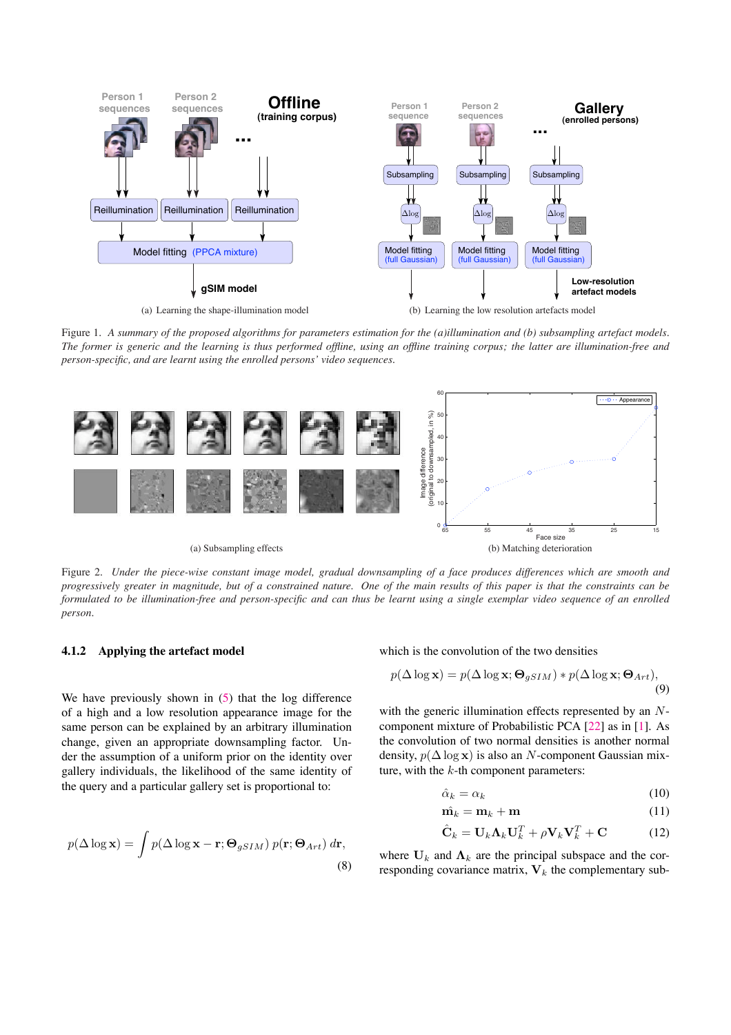(a) Learning the shape-illumination model

(b) Learning the low resolution artefacts model

Figure 1. *A summary of the proposed algorithms for parameters estimation for the (a)illumination and (b) subsampling artefact models. The former is generic and the learning is thus performed offline, using an offline training corpus; the latter are illumination-free and person-specific, and are learnt using the enrolled persons' video sequences.*

(a) Subsampling effects

(b) Matching deterioration

Figure 2. *Under the piece-wise constant image model, gradual downsampling of a face produces differences which are smooth and progressively greater in magnitude, but of a constrained nature. One of the main results of this paper is that the constraints can be formulated to be illumination-free and person-specific and can thus be learnt using a single exemplar video sequence of an enrolled person.*

#### 4.1.2 Applying the artefact model

We have previously shown in (5) that the log difference of a high and a low resolution appearance image for the same person can be explained by an arbitrary illumination change, given an appropriate downsampling factor. Under the assumption of a uniform prior on the identity over gallery individuals, the likelihood of the same identity of the query and a particular gallery set is proportional to:

$$p(\Delta \log \mathbf{x}) = \int p(\Delta \log \mathbf{x} - \mathbf{r}; \mathbf{\Theta}_{gSIM})\, p(\mathbf{r}; \mathbf{\Theta}_{Art})\, d\mathbf{r}, \tag{8}$$

which is the convolution of the two densities

$$p(\Delta \log \mathbf{x}) = p(\Delta \log \mathbf{x}; \mathbf{\Theta}_{gSIM}) * p(\Delta \log \mathbf{x}; \mathbf{\Theta}_{Art}), \tag{9}$$

with the generic illumination effects represented by an $N$-component mixture of Probabilistic PCA [22] as in [1]. As the convolution of two normal densities is another normal density, $p(\Delta \log \mathbf{x})$ is also an $N$-component Gaussian mixture, with the $k$-th component parameters:

$$\hat{\alpha}_k = \alpha_k \tag{10}$$

$$\hat{\mathbf{m}}_k = \mathbf{m}_k + \mathbf{m} \tag{11}$$

$$\hat{\mathbf{C}}_k = \mathbf{U}_k \mathbf{\Lambda}_k \mathbf{U}_k^T + \rho \mathbf{V}_k \mathbf{V}_k^T + \mathbf{C} \tag{12}$$

where $\mathbf{U}_k$ and $\mathbf{\Lambda}_k$ are the principal subspace and the corresponding covariance matrix, $\mathbf{V}_k$ the complementary sub-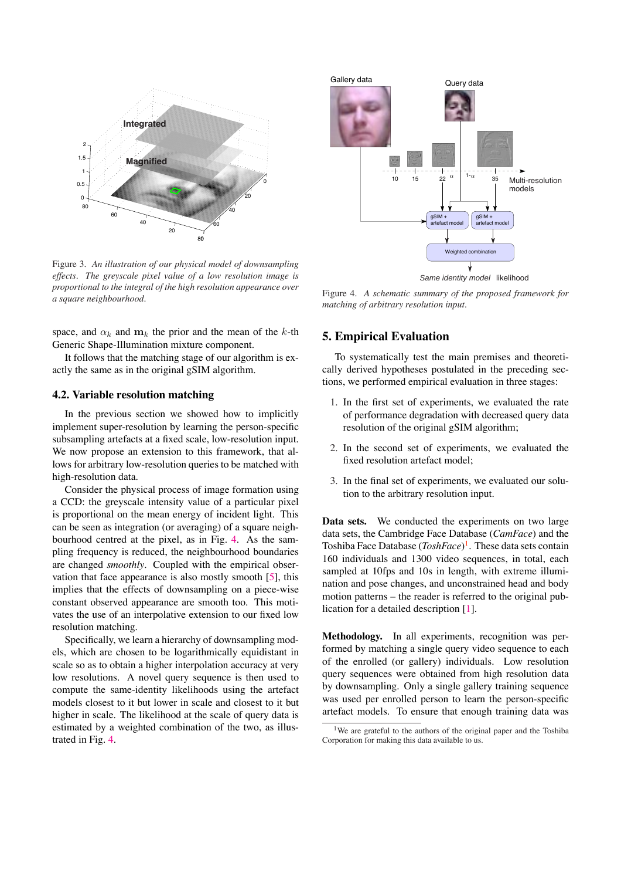Figure 3. *An illustration of our physical model of downsampling effects. The greyscale pixel value of a low resolution image is proportional to the integral of the high resolution appearance over a square neighbourhood.*

space, and $\alpha_k$ and $\mathbf{m}_k$ the prior and the mean of the $k$-th Generic Shape-Illumination mixture component.

It follows that the matching stage of our algorithm is exactly the same as in the original gSIM algorithm.

### 4.2. Variable resolution matching

In the previous section we showed how to implicitly implement super-resolution by learning the person-specific subsampling artefacts at a fixed scale, low-resolution input. We now propose an extension to this framework, that allows for arbitrary low-resolution queries to be matched with high-resolution data.

Consider the physical process of image formation using a CCD: the greyscale intensity value of a particular pixel is proportional on the mean energy of incident light. This can be seen as integration (or averaging) of a square neighbourhood centred at the pixel, as in Fig. 4. As the sampling frequency is reduced, the neighbourhood boundaries are changed *smoothly*. Coupled with the empirical observation that face appearance is also mostly smooth [5], this implies that the effects of downsampling on a piece-wise constant observed appearance are smooth too. This motivates the use of an interpolative extension to our fixed low resolution matching.

Specifically, we learn a hierarchy of downsampling models, which are chosen to be logarithmically equidistant in scale so as to obtain a higher interpolation accuracy at very low resolutions. A novel query sequence is then used to compute the same-identity likelihoods using the artefact models closest to it but lower in scale and closest to it but higher in scale. The likelihood at the scale of query data is estimated by a weighted combination of the two, as illustrated in Fig. 4.

Figure 4. *A schematic summary of the proposed framework for matching of arbitrary resolution input.*

## 5. Empirical Evaluation

To systematically test the main premises and theoretically derived hypotheses postulated in the preceding sections, we performed empirical evaluation in three stages:

1. In the first set of experiments, we evaluated the rate of performance degradation with decreased query data resolution of the original gSIM algorithm;
2. In the second set of experiments, we evaluated the fixed resolution artefact model;
3. In the final set of experiments, we evaluated our solution to the arbitrary resolution input.

**Data sets.** We conducted the experiments on two large data sets, the Cambridge Face Database (*CamFace*) and the Toshiba Face Database (*ToshFace*)[1]. These data sets contain 160 individuals and 1300 video sequences, in total, each sampled at 10fps and 10s in length, with extreme illumination and pose changes, and unconstrained head and body motion patterns – the reader is referred to the original publication for a detailed description [1].

**Methodology.** In all experiments, recognition was performed by matching a single query video sequence to each of the enrolled (or gallery) individuals. Low resolution query sequences were obtained from high resolution data by downsampling. Only a single gallery training sequence was used per enrolled person to learn the person-specific artefact models. To ensure that enough training data was

[1]We are grateful to the authors of the original paper and the Toshiba Corporation for making this data available to us.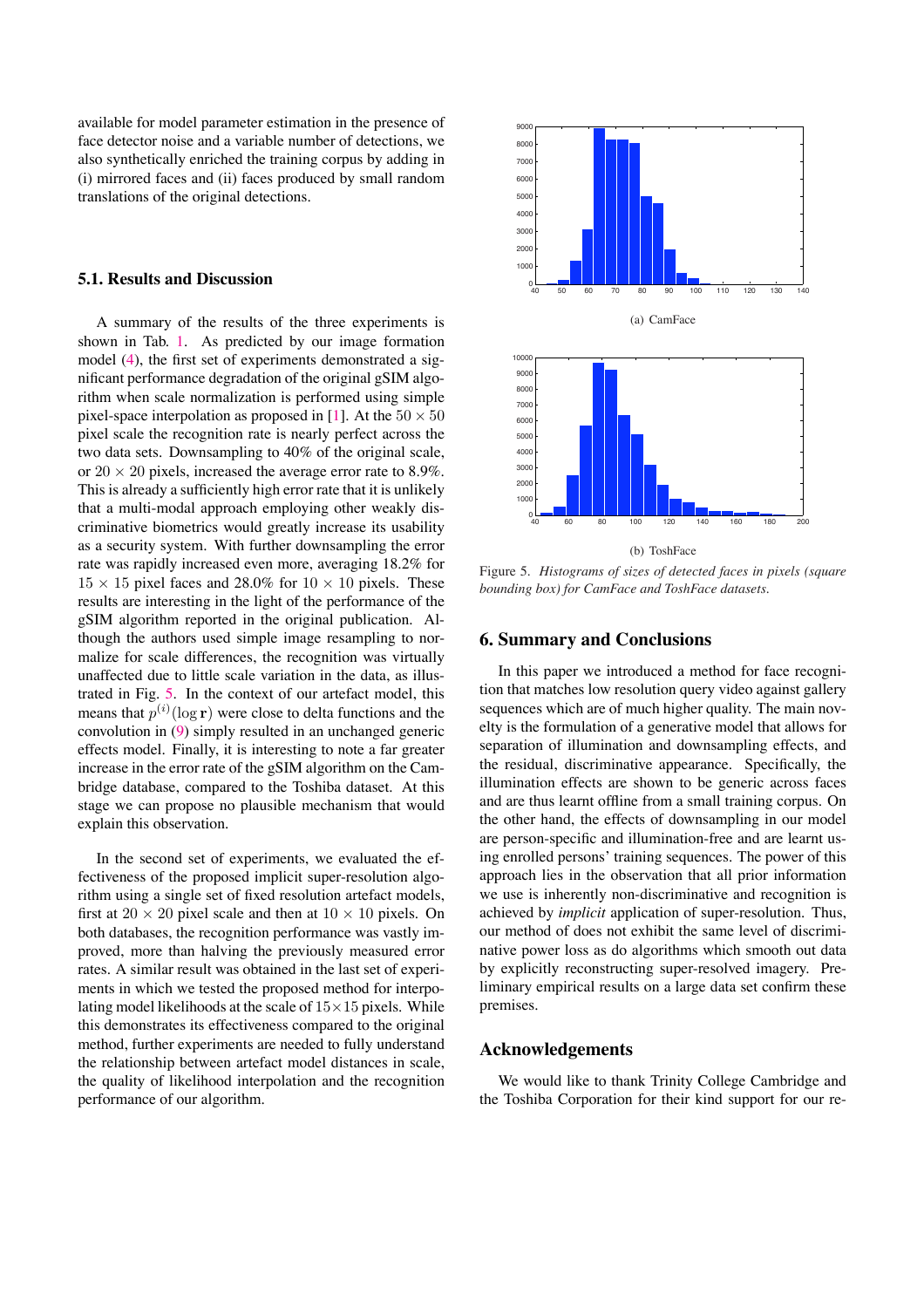available for model parameter estimation in the presence of face detector noise and a variable number of detections, we also synthetically enriched the training corpus by adding in (i) mirrored faces and (ii) faces produced by small random translations of the original detections.

### 5.1. Results and Discussion

A summary of the results of the three experiments is shown in Tab. 1. As predicted by our image formation model (4), the first set of experiments demonstrated a significant performance degradation of the original gSIM algorithm when scale normalization is performed using simple pixel-space interpolation as proposed in [1]. At the $50 \times 50$ pixel scale the recognition rate is nearly perfect across the two data sets. Downsampling to 40% of the original scale, or $20 \times 20$ pixels, increased the average error rate to 8.9%. This is already a sufficiently high error rate that it is unlikely that a multi-modal approach employing other weakly discriminative biometrics would greatly increase its usability as a security system. With further downsampling the error rate was rapidly increased even more, averaging 18.2% for $15 \times 15$ pixel faces and 28.0% for $10 \times 10$ pixels. These results are interesting in the light of the performance of the gSIM algorithm reported in the original publication. Although the authors used simple image resampling to normalize for scale differences, the recognition was virtually unaffected due to little scale variation in the data, as illustrated in Fig. 5. In the context of our artefact model, this means that $p^{(i)}(\log \mathbf{r})$ were close to delta functions and the convolution in (9) simply resulted in an unchanged generic effects model. Finally, it is interesting to note a far greater increase in the error rate of the gSIM algorithm on the Cambridge database, compared to the Toshiba dataset. At this stage we can propose no plausible mechanism that would explain this observation.

In the second set of experiments, we evaluated the effectiveness of the proposed implicit super-resolution algorithm using a single set of fixed resolution artefact models, first at $20 \times 20$ pixel scale and then at $10 \times 10$ pixels. On both databases, the recognition performance was vastly improved, more than halving the previously measured error rates. A similar result was obtained in the last set of experiments in which we tested the proposed method for interpolating model likelihoods at the scale of $15 \times 15$ pixels. While this demonstrates its effectiveness compared to the original method, further experiments are needed to fully understand the relationship between artefact model distances in scale, the quality of likelihood interpolation and the recognition performance of our algorithm.

(a) CamFace

(b) ToshFace

Figure 5. *Histograms of sizes of detected faces in pixels (square bounding box) for CamFace and ToshFace datasets.*

## 6. Summary and Conclusions

In this paper we introduced a method for face recognition that matches low resolution query video against gallery sequences which are of much higher quality. The main novelty is the formulation of a generative model that allows for separation of illumination and downsampling effects, and the residual, discriminative appearance. Specifically, the illumination effects are shown to be generic across faces and are thus learnt offline from a small training corpus. On the other hand, the effects of downsampling in our model are person-specific and illumination-free and are learnt using enrolled persons' training sequences. The power of this approach lies in the observation that all prior information we use is inherently non-discriminative and recognition is achieved by *implicit* application of super-resolution. Thus, our method of does not exhibit the same level of discriminative power loss as do algorithms which smooth out data by explicitly reconstructing super-resolved imagery. Preliminary empirical results on a large data set confirm these premises.

## Acknowledgements

We would like to thank Trinity College Cambridge and the Toshiba Corporation for their kind support for our re-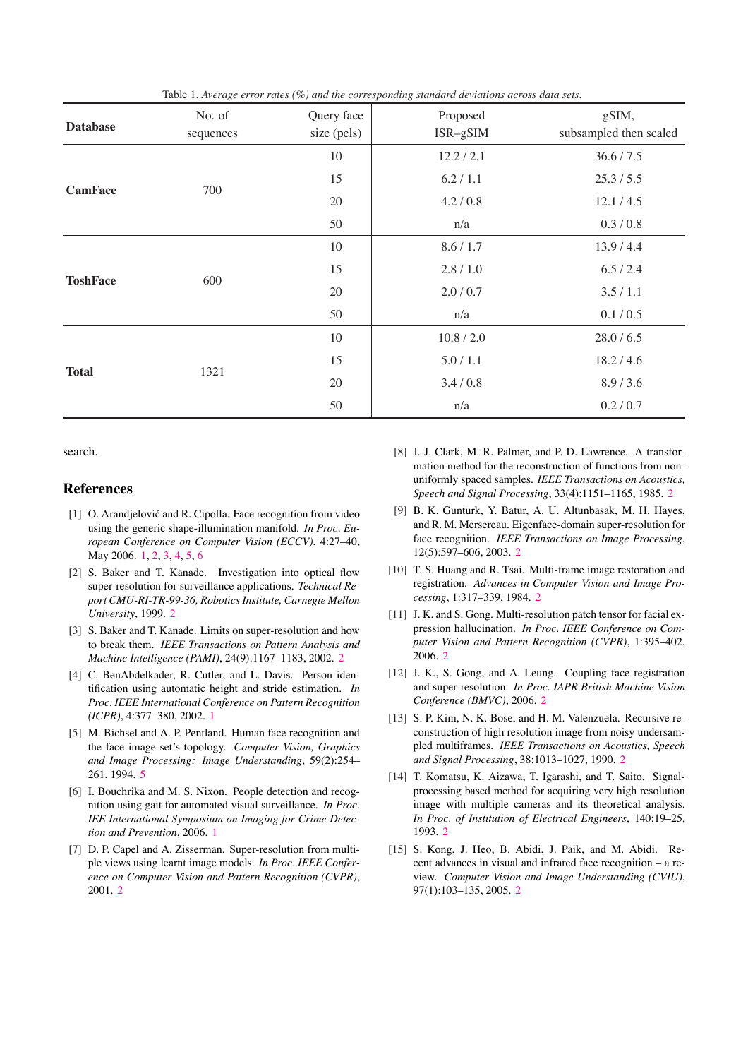Table 1. *Average error rates (%) and the corresponding standard deviations across data sets.*

| Database | No. of sequences | Query face size (pels) | Proposed ISR–gSIM | gSIM, subsampled then scaled |
|---|---|---|---|---|
| **CamFace** | 700 | 10 | 12.2 / 2.1 | 36.6 / 7.5 |
| | | 15 | 6.2 / 1.1 | 25.3 / 5.5 |
| | | 20 | 4.2 / 0.8 | 12.1 / 4.5 |
| | | 50 | n/a | 0.3 / 0.8 |
| **ToshFace** | 600 | 10 | 8.6 / 1.7 | 13.9 / 4.4 |
| | | 15 | 2.8 / 1.0 | 6.5 / 2.4 |
| | | 20 | 2.0 / 0.7 | 3.5 / 1.1 |
| | | 50 | n/a | 0.1 / 0.5 |
| **Total** | 1321 | 10 | 10.8 / 2.0 | 28.0 / 6.5 |
| | | 15 | 5.0 / 1.1 | 18.2 / 4.6 |
| | | 20 | 3.4 / 0.8 | 8.9 / 3.6 |
| | | 50 | n/a | 0.2 / 0.7 |

search.

## References

[1] O. Arandjelović and R. Cipolla. Face recognition from video using the generic shape-illumination manifold. *In Proc. European Conference on Computer Vision (ECCV)*, 4:27–40, May 2006. 1, 2, 3, 4, 5, 6

[2] S. Baker and T. Kanade. Investigation into optical flow super-resolution for surveillance applications. *Technical Report CMU-RI-TR-99-36, Robotics Institute, Carnegie Mellon University*, 1999. 2

[3] S. Baker and T. Kanade. Limits on super-resolution and how to break them. *IEEE Transactions on Pattern Analysis and Machine Intelligence (PAMI)*, 24(9):1167–1183, 2002. 2

[4] C. BenAbdelkader, R. Cutler, and L. Davis. Person identification using automatic height and stride estimation. *In Proc. IEEE International Conference on Pattern Recognition (ICPR)*, 4:377–380, 2002. 1

[5] M. Bichsel and A. P. Pentland. Human face recognition and the face image set's topology. *Computer Vision, Graphics and Image Processing: Image Understanding*, 59(2):254–261, 1994. 5

[6] I. Bouchrika and M. S. Nixon. People detection and recognition using gait for automated visual surveillance. *In Proc. IEE International Symposium on Imaging for Crime Detection and Prevention*, 2006. 1

[7] D. P. Capel and A. Zisserman. Super-resolution from multiple views using learnt image models. *In Proc. IEEE Conference on Computer Vision and Pattern Recognition (CVPR)*, 2001. 2

[8] J. J. Clark, M. R. Palmer, and P. D. Lawrence. A transformation method for the reconstruction of functions from nonuniformly spaced samples. *IEEE Transactions on Acoustics, Speech and Signal Processing*, 33(4):1151–1165, 1985. 2

[9] B. K. Gunturk, Y. Batur, A. U. Altunbasak, M. H. Hayes, and R. M. Mersereau. Eigenface-domain super-resolution for face recognition. *IEEE Transactions on Image Processing*, 12(5):597–606, 2003. 2

[10] T. S. Huang and R. Tsai. Multi-frame image restoration and registration. *Advances in Computer Vision and Image Processing*, 1:317–339, 1984. 2

[11] J. K. and S. Gong. Multi-resolution patch tensor for facial expression hallucination. *In Proc. IEEE Conference on Computer Vision and Pattern Recognition (CVPR)*, 1:395–402, 2006. 2

[12] J. K., S. Gong, and A. Leung. Coupling face registration and super-resolution. *In Proc. IAPR British Machine Vision Conference (BMVC)*, 2006. 2

[13] S. P. Kim, N. K. Bose, and H. M. Valenzuela. Recursive reconstruction of high resolution image from noisy undersampled multiframes. *IEEE Transactions on Acoustics, Speech and Signal Processing*, 38:1013–1027, 1990. 2

[14] T. Komatsu, K. Aizawa, T. Igarashi, and T. Saito. Signal-processing based method for acquiring very high resolution image with multiple cameras and its theoretical analysis. *In Proc. of Institution of Electrical Engineers*, 140:19–25, 1993. 2

[15] S. Kong, J. Heo, B. Abidi, J. Paik, and M. Abidi. Recent advances in visual and infrared face recognition – a review. *Computer Vision and Image Understanding (CVIU)*, 97(1):103–135, 2005. 2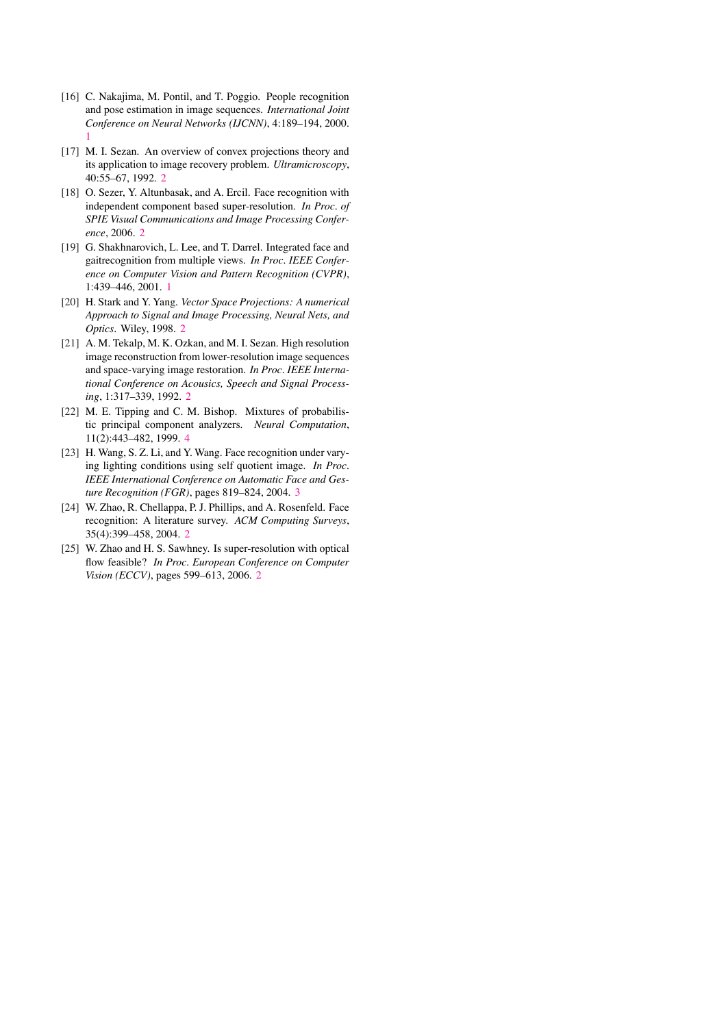[16] C. Nakajima, M. Pontil, and T. Poggio. People recognition and pose estimation in image sequences. *International Joint Conference on Neural Networks (IJCNN)*, 4:189–194, 2000. 1

[17] M. I. Sezan. An overview of convex projections theory and its application to image recovery problem. *Ultramicroscopy*, 40:55–67, 1992. 2

[18] O. Sezer, Y. Altunbasak, and A. Ercil. Face recognition with independent component based super-resolution. *In Proc. of SPIE Visual Communications and Image Processing Conference*, 2006. 2

[19] G. Shakhnarovich, L. Lee, and T. Darrel. Integrated face and gaitrecognition from multiple views. *In Proc. IEEE Conference on Computer Vision and Pattern Recognition (CVPR)*, 1:439–446, 2001. 1

[20] H. Stark and Y. Yang. *Vector Space Projections: A numerical Approach to Signal and Image Processing, Neural Nets, and Optics*. Wiley, 1998. 2

[21] A. M. Tekalp, M. K. Ozkan, and M. I. Sezan. High resolution image reconstruction from lower-resolution image sequences and space-varying image restoration. *In Proc. IEEE International Conference on Acousics, Speech and Signal Processing*, 1:317–339, 1992. 2

[22] M. E. Tipping and C. M. Bishop. Mixtures of probabilistic principal component analyzers. *Neural Computation*, 11(2):443–482, 1999. 4

[23] H. Wang, S. Z. Li, and Y. Wang. Face recognition under varying lighting conditions using self quotient image. *In Proc. IEEE International Conference on Automatic Face and Gesture Recognition (FGR)*, pages 819–824, 2004. 3

[24] W. Zhao, R. Chellappa, P. J. Phillips, and A. Rosenfeld. Face recognition: A literature survey. *ACM Computing Surveys*, 35(4):399–458, 2004. 2

[25] W. Zhao and H. S. Sawhney. Is super-resolution with optical flow feasible? *In Proc. European Conference on Computer Vision (ECCV)*, pages 599–613, 2006. 2